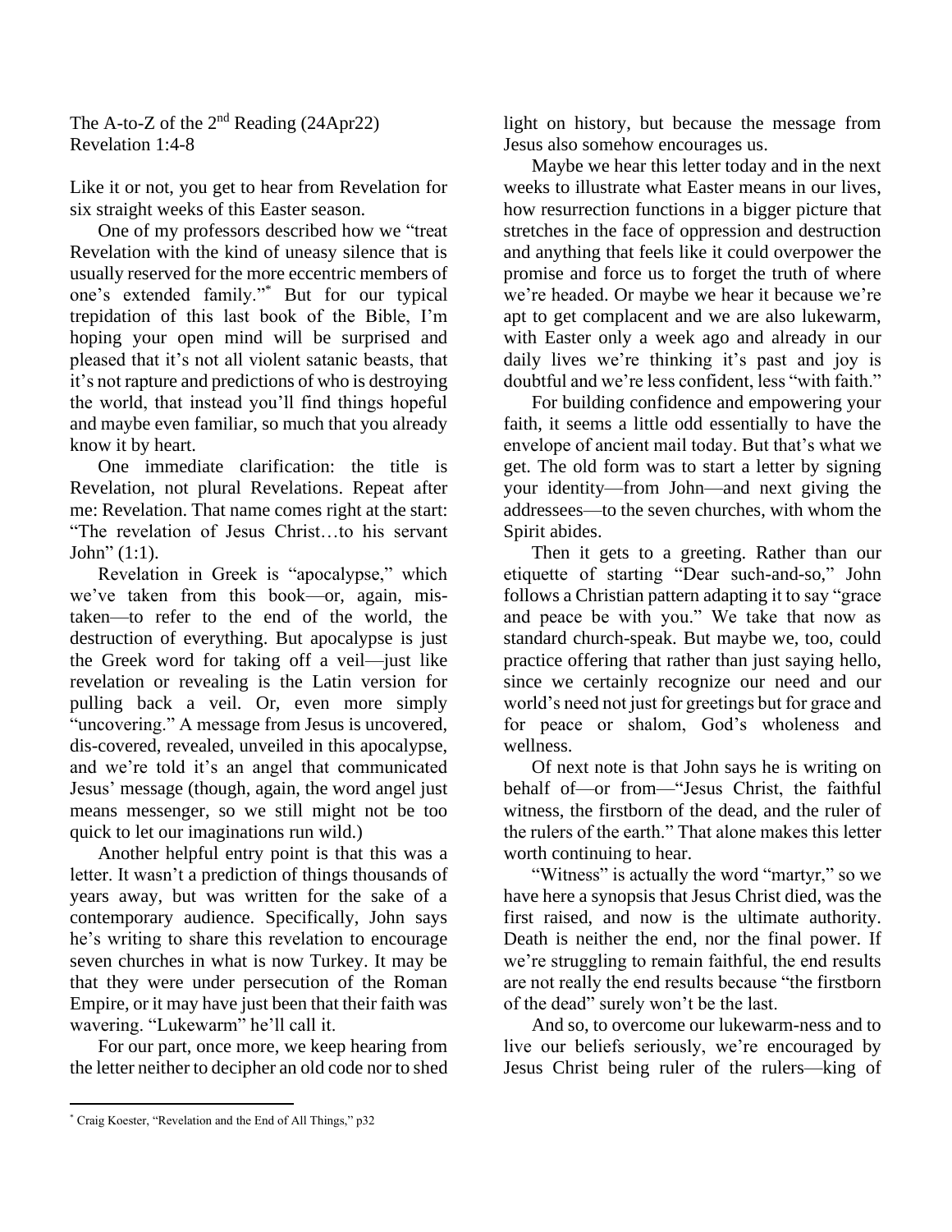The A-to-Z of the 2nd Reading (24Apr22)
Revelation 1:4-8

Like it or not, you get to hear from Revelation for six straight weeks of this Easter season.

One of my professors described how we "treat Revelation with the kind of uneasy silence that is usually reserved for the more eccentric members of one's extended family."[*] But for our typical trepidation of this last book of the Bible, I'm hoping your open mind will be surprised and pleased that it's not all violent satanic beasts, that it's not rapture and predictions of who is destroying the world, that instead you'll find things hopeful and maybe even familiar, so much that you already know it by heart.

One immediate clarification: the title is Revelation, not plural Revelations. Repeat after me: Revelation. That name comes right at the start: "The revelation of Jesus Christ…to his servant John" (1:1).

Revelation in Greek is "apocalypse," which we've taken from this book—or, again, mis-taken—to refer to the end of the world, the destruction of everything. But apocalypse is just the Greek word for taking off a veil—just like revelation or revealing is the Latin version for pulling back a veil. Or, even more simply "uncovering." A message from Jesus is uncovered, dis-covered, revealed, unveiled in this apocalypse, and we're told it's an angel that communicated Jesus' message (though, again, the word angel just means messenger, so we still might not be too quick to let our imaginations run wild.)

Another helpful entry point is that this was a letter. It wasn't a prediction of things thousands of years away, but was written for the sake of a contemporary audience. Specifically, John says he's writing to share this revelation to encourage seven churches in what is now Turkey. It may be that they were under persecution of the Roman Empire, or it may have just been that their faith was wavering. "Lukewarm" he'll call it.

For our part, once more, we keep hearing from the letter neither to decipher an old code nor to shed light on history, but because the message from Jesus also somehow encourages us.

Maybe we hear this letter today and in the next weeks to illustrate what Easter means in our lives, how resurrection functions in a bigger picture that stretches in the face of oppression and destruction and anything that feels like it could overpower the promise and force us to forget the truth of where we're headed. Or maybe we hear it because we're apt to get complacent and we are also lukewarm, with Easter only a week ago and already in our daily lives we're thinking it's past and joy is doubtful and we're less confident, less "with faith."

For building confidence and empowering your faith, it seems a little odd essentially to have the envelope of ancient mail today. But that's what we get. The old form was to start a letter by signing your identity—from John—and next giving the addressees—to the seven churches, with whom the Spirit abides.

Then it gets to a greeting. Rather than our etiquette of starting "Dear such-and-so," John follows a Christian pattern adapting it to say "grace and peace be with you." We take that now as standard church-speak. But maybe we, too, could practice offering that rather than just saying hello, since we certainly recognize our need and our world's need not just for greetings but for grace and for peace or shalom, God's wholeness and wellness.

Of next note is that John says he is writing on behalf of—or from—"Jesus Christ, the faithful witness, the firstborn of the dead, and the ruler of the rulers of the earth." That alone makes this letter worth continuing to hear.

"Witness" is actually the word "martyr," so we have here a synopsis that Jesus Christ died, was the first raised, and now is the ultimate authority. Death is neither the end, nor the final power. If we're struggling to remain faithful, the end results are not really the end results because "the firstborn of the dead" surely won't be the last.

And so, to overcome our lukewarm-ness and to live our beliefs seriously, we're encouraged by Jesus Christ being ruler of the rulers—king of

[*] Craig Koester, "Revelation and the End of All Things," p32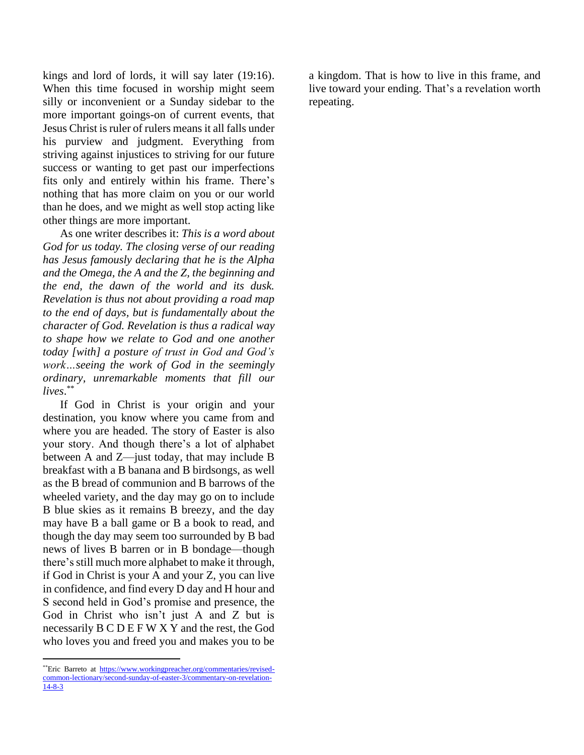kings and lord of lords, it will say later (19:16). When this time focused in worship might seem silly or inconvenient or a Sunday sidebar to the more important goings-on of current events, that Jesus Christ is ruler of rulers means it all falls under his purview and judgment. Everything from striving against injustices to striving for our future success or wanting to get past our imperfections fits only and entirely within his frame. There's nothing that has more claim on you or our world than he does, and we might as well stop acting like other things are more important.

As one writer describes it: *This is a word about God for us today. The closing verse of our reading has Jesus famously declaring that he is the Alpha and the Omega, the A and the Z, the beginning and the end, the dawn of the world and its dusk. Revelation is thus not about providing a road map to the end of days, but is fundamentally about the character of God. Revelation is thus a radical way to shape how we relate to God and one another today [with] a posture of trust in God and God's work…seeing the work of God in the seemingly ordinary, unremarkable moments that fill our lives.*[**]

If God in Christ is your origin and your destination, you know where you came from and where you are headed. The story of Easter is also your story. And though there's a lot of alphabet between A and Z—just today, that may include B breakfast with a B banana and B birdsongs, as well as the B bread of communion and B barrows of the wheeled variety, and the day may go on to include B blue skies as it remains B breezy, and the day may have B a ball game or B a book to read, and though the day may seem too surrounded by B bad news of lives B barren or in B bondage—though there's still much more alphabet to make it through, if God in Christ is your A and your Z, you can live in confidence, and find every D day and H hour and S second held in God's promise and presence, the God in Christ who isn't just A and Z but is necessarily B C D E F W X Y and the rest, the God who loves you and freed you and makes you to be a kingdom. That is how to live in this frame, and live toward your ending. That's a revelation worth repeating.

---

[**]Eric Barreto at https://www.workingpreacher.org/commentaries/revised-common-lectionary/second-sunday-of-easter-3/commentary-on-revelation-14-8-3